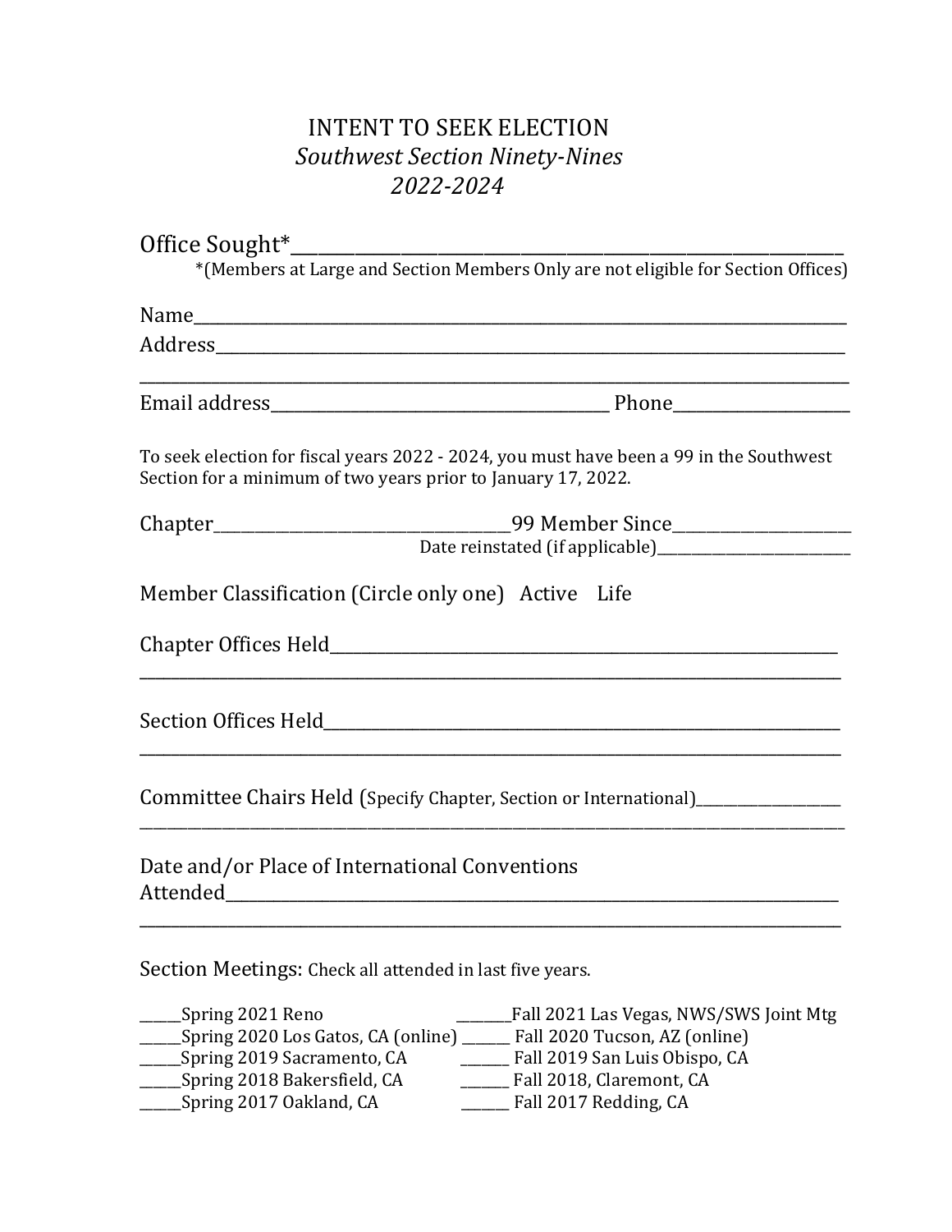# INTENT TO SEEK ELECTION

## *Southwest Section Ninety-Nines*

## *2022-2024*

Office Sought*_______________________________________________________________

*(Members at Large and Section Members Only are not eligible for Section Offices)

Name_____________________________________________________________________

Address___________________________________________________________________

__________________________________________________________________________

Email address________________________________ Phone________________

To seek election for fiscal years 2022 - 2024, you must have been a 99 in the Southwest Section for a minimum of two years prior to January 17, 2022.

Chapter____________________________99 Member Since__________________

Date reinstated (if applicable)____________________

Member Classification (Circle only one) Active Life

Chapter Offices Held_______________________________________________________

__________________________________________________________________________

Section Offices Held________________________________________________________

__________________________________________________________________________

Committee Chairs Held (Specify Chapter, Section or International)________________

__________________________________________________________________________

Date and/or Place of International Conventions Attended_________________________________________________________________

__________________________________________________________________________

Section Meetings: Check all attended in last five years.

_____Spring 2021 Reno

_____Spring 2020 Los Gatos, CA (online)

_____Spring 2019 Sacramento, CA

_____Spring 2018 Bakersfield, CA

_____Spring 2017 Oakland, CA

_______Fall 2021 Las Vegas, NWS/SWS Joint Mtg

______ Fall 2020 Tucson, AZ (online)

______ Fall 2019 San Luis Obispo, CA

______ Fall 2018, Claremont, CA

______ Fall 2017 Redding, CA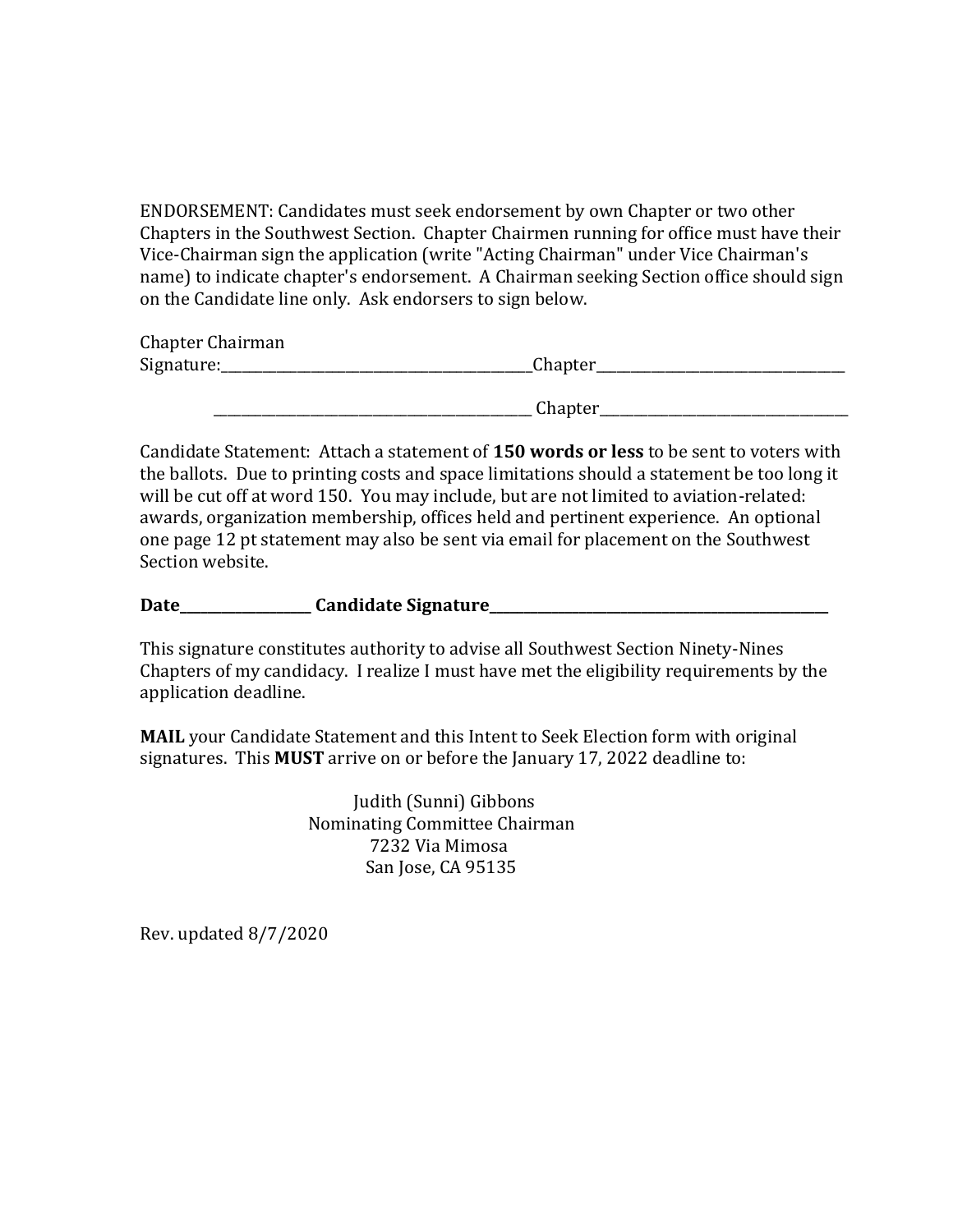ENDORSEMENT: Candidates must seek endorsement by own Chapter or two other Chapters in the Southwest Section. Chapter Chairmen running for office must have their Vice-Chairman sign the application (write "Acting Chairman" under Vice Chairman's name) to indicate chapter's endorsement. A Chairman seeking Section office should sign on the Candidate line only. Ask endorsers to sign below.

Chapter Chairman
Signature:___________________________________________Chapter__________________________________

___________________________________________ Chapter__________________________________

Candidate Statement: Attach a statement of **150 words or less** to be sent to voters with the ballots. Due to printing costs and space limitations should a statement be too long it will be cut off at word 150. You may include, but are not limited to aviation-related: awards, organization membership, offices held and pertinent experience. An optional one page 12 pt statement may also be sent via email for placement on the Southwest Section website.

**Date___________________ Candidate Signature_________________________________________________**

This signature constitutes authority to advise all Southwest Section Ninety-Nines Chapters of my candidacy. I realize I must have met the eligibility requirements by the application deadline.

**MAIL** your Candidate Statement and this Intent to Seek Election form with original signatures. This **MUST** arrive on or before the January 17, 2022 deadline to:

Judith (Sunni) Gibbons
Nominating Committee Chairman
7232 Via Mimosa
San Jose, CA 95135

Rev. updated 8/7/2020